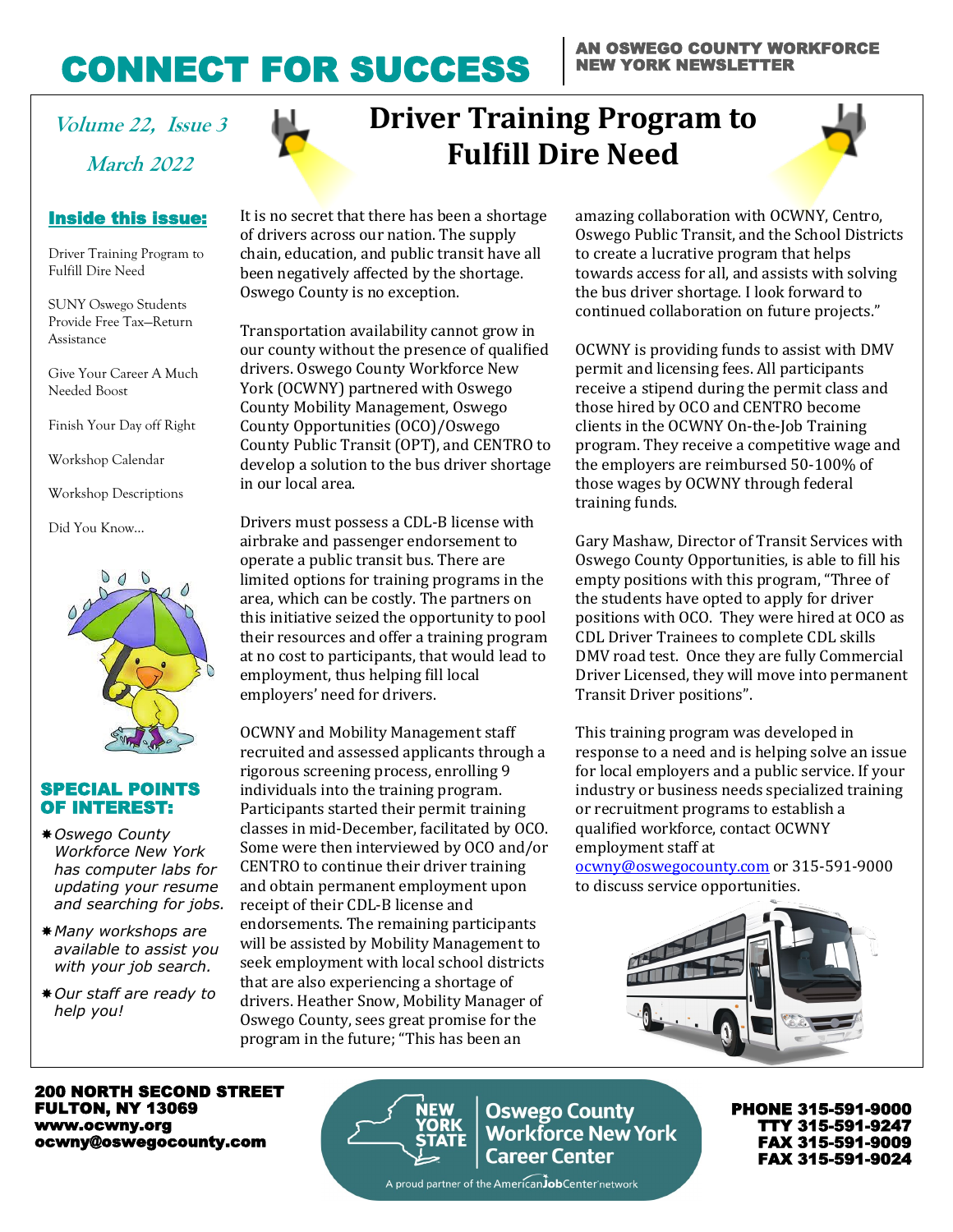# CONNECT FOR SUCCESS

AN OSWEGO COUNTY WORKFORCE NEW YORK NEWSLETTER

**Volume 22, Issue 3**

**March 2022**

## Inside this issue:

Driver Training Program to Fulfill Dire Need

SUNY Oswego Students Provide Free Tax—Return Assistance

Give Your Career A Much Needed Boost

Finish Your Day off Right

Workshop Calendar

Workshop Descriptions

Did You Know...

## SPECIAL POINTS OF INTEREST:

- *Oswego County Workforce New York has computer labs for updating your resume and searching for jobs.*
- *Many workshops are available to assist you with your job search.*
- *Our staff are ready to help you!*

# Driver Training Program to Fulfill Dire Need

It is no secret that there has been a shortage of drivers across our nation. The supply chain, education, and public transit have all been negatively affected by the shortage. Oswego County is no exception.

Transportation availability cannot grow in our county without the presence of qualified drivers. Oswego County Workforce New York (OCWNY) partnered with Oswego County Mobility Management, Oswego County Opportunities (OCO)/Oswego County Public Transit (OPT), and CENTRO to develop a solution to the bus driver shortage in our local area.

Drivers must possess a CDL-B license with airbrake and passenger endorsement to operate a public transit bus. There are limited options for training programs in the area, which can be costly. The partners on this initiative seized the opportunity to pool their resources and offer a training program at no cost to participants, that would lead to employment, thus helping fill local employers' need for drivers.

OCWNY and Mobility Management staff recruited and assessed applicants through a rigorous screening process, enrolling 9 individuals into the training program. Participants started their permit training classes in mid-December, facilitated by OCO. Some were then interviewed by OCO and/or CENTRO to continue their driver training and obtain permanent employment upon receipt of their CDL-B license and endorsements. The remaining participants will be assisted by Mobility Management to seek employment with local school districts that are also experiencing a shortage of drivers. Heather Snow, Mobility Manager of Oswego County, sees great promise for the program in the future; "This has been an amazing collaboration with OCWNY, Centro, Oswego Public Transit, and the School Districts to create a lucrative program that helps towards access for all, and assists with solving the bus driver shortage. I look forward to continued collaboration on future projects."

OCWNY is providing funds to assist with DMV permit and licensing fees. All participants receive a stipend during the permit class and those hired by OCO and CENTRO become clients in the OCWNY On-the-Job Training program. They receive a competitive wage and the employers are reimbursed 50-100% of those wages by OCWNY through federal training funds.

Gary Mashaw, Director of Transit Services with Oswego County Opportunities, is able to fill his empty positions with this program, "Three of the students have opted to apply for driver positions with OCO. They were hired at OCO as CDL Driver Trainees to complete CDL skills DMV road test. Once they are fully Commercial Driver Licensed, they will move into permanent Transit Driver positions".

This training program was developed in response to a need and is helping solve an issue for local employers and a public service. If your industry or business needs specialized training or recruitment programs to establish a qualified workforce, contact OCWNY employment staff at ocwny@oswegocounty.com or 315-591-9000 to discuss service opportunities.

200 NORTH SECOND STREET
FULTON, NY 13069
www.ocwny.org
ocwny@oswegocounty.com

NEW YORK STATE | Oswego County Workforce New York Career Center
A proud partner of the AmericanJobCenter network

PHONE 315-591-9000
TTY 315-591-9247
FAX 315-591-9009
FAX 315-591-9024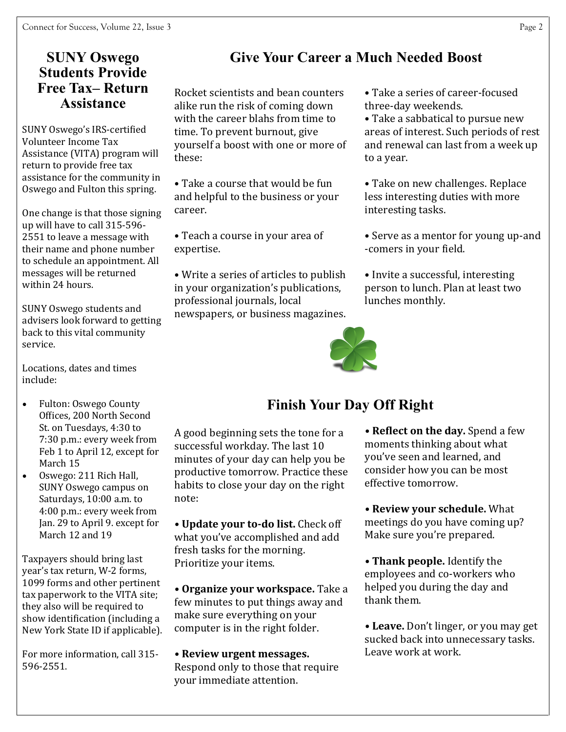## SUNY Oswego Students Provide Free Tax– Return Assistance

SUNY Oswego's IRS-certified Volunteer Income Tax Assistance (VITA) program will return to provide free tax assistance for the community in Oswego and Fulton this spring.

One change is that those signing up will have to call 315-596-2551 to leave a message with their name and phone number to schedule an appointment. All messages will be returned within 24 hours.

SUNY Oswego students and advisers look forward to getting back to this vital community service.

Locations, dates and times include:

- Fulton: Oswego County Offices, 200 North Second St. on Tuesdays, 4:30 to 7:30 p.m.: every week from Feb 1 to April 12, except for March 15
- Oswego: 211 Rich Hall, SUNY Oswego campus on Saturdays, 10:00 a.m. to 4:00 p.m.: every week from Jan. 29 to April 9. except for March 12 and 19

Taxpayers should bring last year's tax return, W-2 forms, 1099 forms and other pertinent tax paperwork to the VITA site; they also will be required to show identification (including a New York State ID if applicable).

For more information, call 315-596-2551.

## Give Your Career a Much Needed Boost

Rocket scientists and bean counters alike run the risk of coming down with the career blahs from time to time. To prevent burnout, give yourself a boost with one or more of these:

• Take a course that would be fun and helpful to the business or your career.

• Teach a course in your area of expertise.

• Write a series of articles to publish in your organization's publications, professional journals, local newspapers, or business magazines.

• Take a series of career-focused three-day weekends.

• Take a sabbatical to pursue new areas of interest. Such periods of rest and renewal can last from a week up to a year.

• Take on new challenges. Replace less interesting duties with more interesting tasks.

• Serve as a mentor for young up-and-comers in your field.

• Invite a successful, interesting person to lunch. Plan at least two lunches monthly.

## Finish Your Day Off Right

A good beginning sets the tone for a successful workday. The last 10 minutes of your day can help you be productive tomorrow. Practice these habits to close your day on the right note:

• **Update your to-do list.** Check off what you've accomplished and add fresh tasks for the morning. Prioritize your items.

• **Organize your workspace.** Take a few minutes to put things away and make sure everything on your computer is in the right folder.

• **Review urgent messages.** Respond only to those that require your immediate attention.

• **Reflect on the day.** Spend a few moments thinking about what you've seen and learned, and consider how you can be most effective tomorrow.

• **Review your schedule.** What meetings do you have coming up? Make sure you're prepared.

• **Thank people.** Identify the employees and co-workers who helped you during the day and thank them.

• **Leave.** Don't linger, or you may get sucked back into unnecessary tasks. Leave work at work.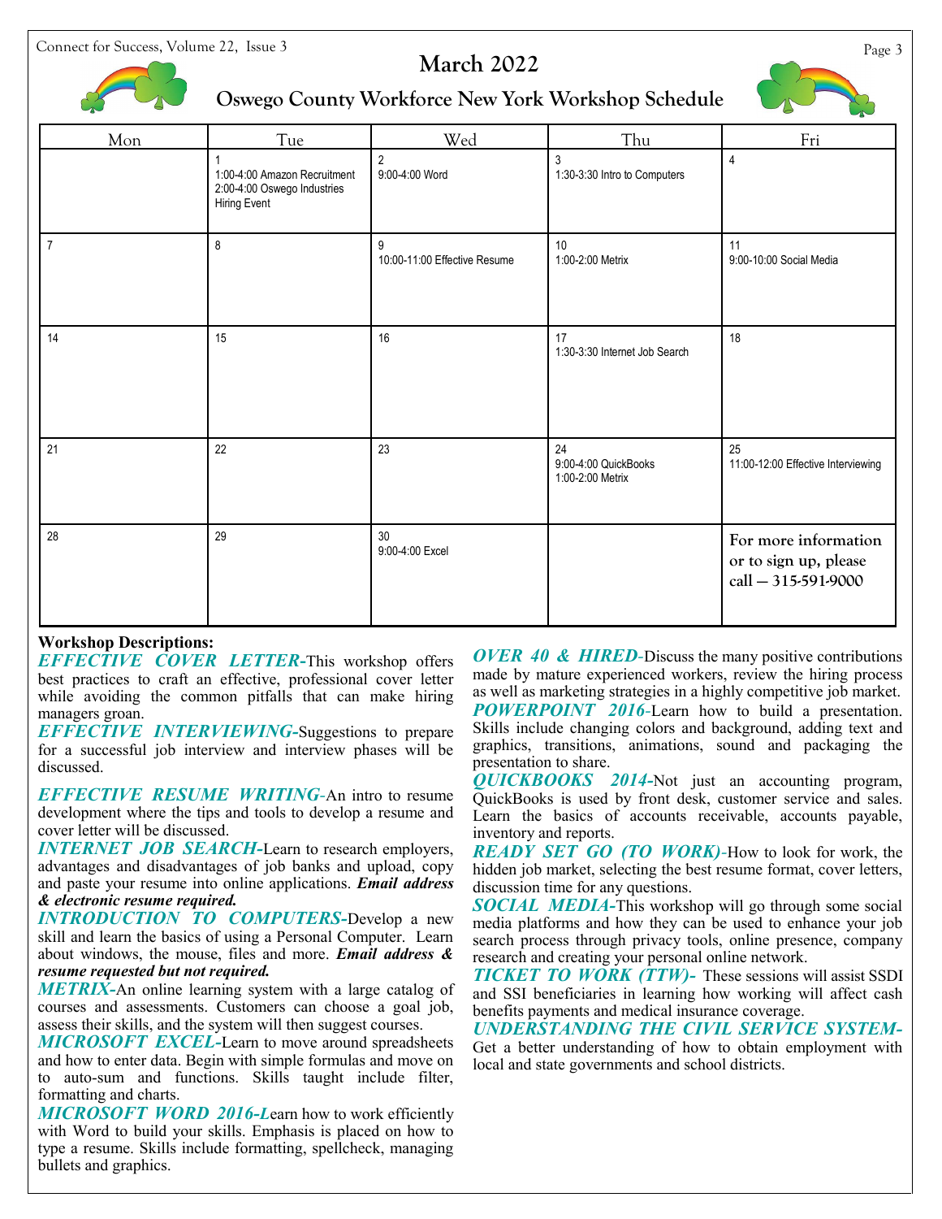# March 2022

## Oswego County Workforce New York Workshop Schedule

| Mon | Tue | Wed | Thu | Fri |
|---|---|---|---|---|
| | 1<br>1:00-4:00 Amazon Recruitment<br>2:00-4:00 Oswego Industries Hiring Event | 2<br>9:00-4:00 Word | 3<br>1:30-3:30 Intro to Computers | 4 |
| 7 | 8 | 9<br>10:00-11:00 Effective Resume | 10<br>1:00-2:00 Metrix | 11<br>9:00-10:00 Social Media |
| 14 | 15 | 16 | 17<br>1:30-3:30 Internet Job Search | 18 |
| 21 | 22 | 23 | 24<br>9:00-4:00 QuickBooks<br>1:00-2:00 Metrix | 25<br>11:00-12:00 Effective Interviewing |
| 28 | 29 | 30<br>9:00-4:00 Excel | | **For more information or to sign up, please call — 315-591-9000** |

**Workshop Descriptions:**

***EFFECTIVE COVER LETTER***-This workshop offers best practices to craft an effective, professional cover letter while avoiding the common pitfalls that can make hiring managers groan.

***EFFECTIVE INTERVIEWING***-Suggestions to prepare for a successful job interview and interview phases will be discussed.

***EFFECTIVE RESUME WRITING***-An intro to resume development where the tips and tools to develop a resume and cover letter will be discussed.

***INTERNET JOB SEARCH***-Learn to research employers, advantages and disadvantages of job banks and upload, copy and paste your resume into online applications. ***Email address & electronic resume required.***

***INTRODUCTION TO COMPUTERS***-Develop a new skill and learn the basics of using a Personal Computer. Learn about windows, the mouse, files and more. ***Email address & resume requested but not required.***

***METRIX***-An online learning system with a large catalog of courses and assessments. Customers can choose a goal job, assess their skills, and the system will then suggest courses.

***MICROSOFT EXCEL***-Learn to move around spreadsheets and how to enter data. Begin with simple formulas and move on to auto-sum and functions. Skills taught include filter, formatting and charts.

***MICROSOFT WORD 2016***-Learn how to work efficiently with Word to build your skills. Emphasis is placed on how to type a resume. Skills include formatting, spellcheck, managing bullets and graphics.

***OVER 40 & HIRED***-Discuss the many positive contributions made by mature experienced workers, review the hiring process as well as marketing strategies in a highly competitive job market.

***POWERPOINT 2016***-Learn how to build a presentation. Skills include changing colors and background, adding text and graphics, transitions, animations, sound and packaging the presentation to share.

***QUICKBOOKS 2014***-Not just an accounting program, QuickBooks is used by front desk, customer service and sales. Learn the basics of accounts receivable, accounts payable, inventory and reports.

***READY SET GO (TO WORK)***-How to look for work, the hidden job market, selecting the best resume format, cover letters, discussion time for any questions.

***SOCIAL MEDIA***-This workshop will go through some social media platforms and how they can be used to enhance your job search process through privacy tools, online presence, company research and creating your personal online network.

***TICKET TO WORK (TTW)***- These sessions will assist SSDI and SSI beneficiaries in learning how working will affect cash benefits payments and medical insurance coverage.

***UNDERSTANDING THE CIVIL SERVICE SYSTEM***-Get a better understanding of how to obtain employment with local and state governments and school districts.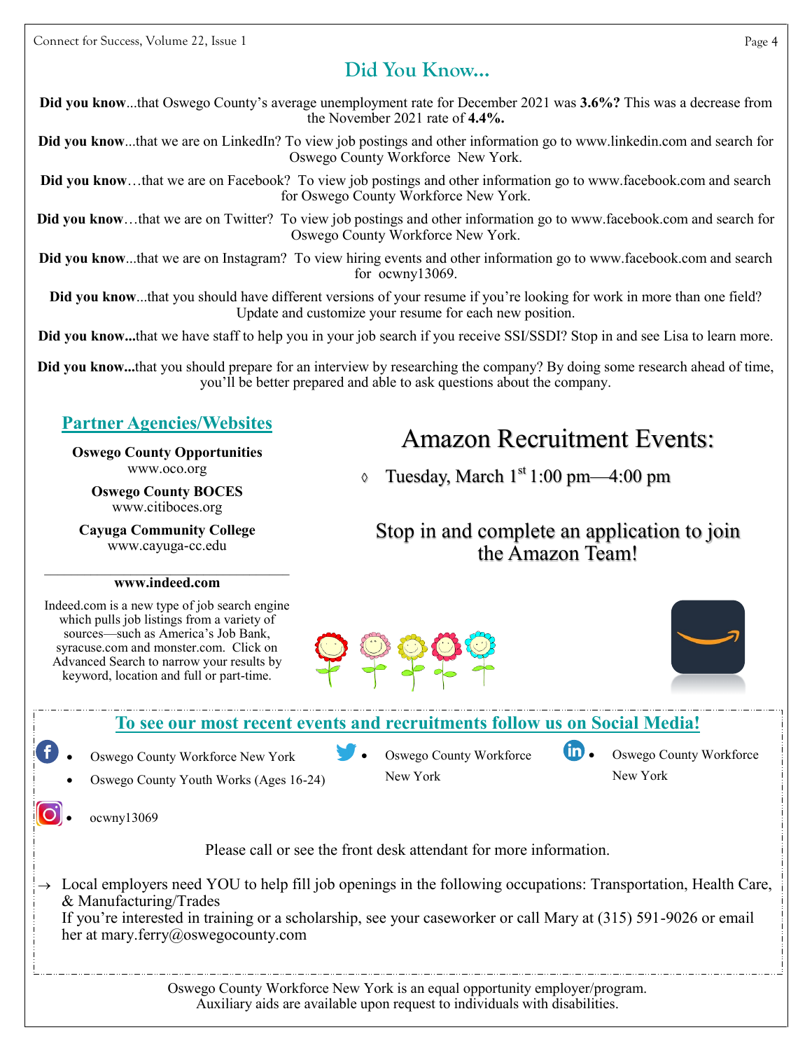## Did You Know...

**Did you know**...that Oswego County's average unemployment rate for December 2021 was **3.6%?** This was a decrease from the November 2021 rate of **4.4%.**

**Did you know**...that we are on LinkedIn? To view job postings and other information go to www.linkedin.com and search for Oswego County Workforce New York.

**Did you know**…that we are on Facebook? To view job postings and other information go to www.facebook.com and search for Oswego County Workforce New York.

**Did you know**…that we are on Twitter? To view job postings and other information go to www.facebook.com and search for Oswego County Workforce New York.

**Did you know**...that we are on Instagram? To view hiring events and other information go to www.facebook.com and search for ocwny13069.

**Did you know**...that you should have different versions of your resume if you're looking for work in more than one field? Update and customize your resume for each new position.

**Did you know...**that we have staff to help you in your job search if you receive SSI/SSDI? Stop in and see Lisa to learn more.

**Did you know...**that you should prepare for an interview by researching the company? By doing some research ahead of time, you'll be better prepared and able to ask questions about the company.

### Partner Agencies/Websites

**Oswego County Opportunities**
www.oco.org

**Oswego County BOCES**
www.citiboces.org

**Cayuga Community College**
www.cayuga-cc.edu

**www.indeed.com**

Indeed.com is a new type of job search engine which pulls job listings from a variety of sources—such as America's Job Bank, syracuse.com and monster.com. Click on Advanced Search to narrow your results by keyword, location and full or part-time.

## Amazon Recruitment Events:

- Tuesday, March 1st 1:00 pm—4:00 pm

Stop in and complete an application to join the Amazon Team!

### To see our most recent events and recruitments follow us on Social Media!

- Oswego County Workforce New York
- Oswego County Youth Works (Ages 16-24)
- Oswego County Workforce New York
- Oswego County Workforce New York
- ocwny13069

Please call or see the front desk attendant for more information.

→ Local employers need YOU to help fill job openings in the following occupations: Transportation, Health Care, & Manufacturing/Trades
If you're interested in training or a scholarship, see your caseworker or call Mary at (315) 591-9026 or email her at mary.ferry@oswegocounty.com

Oswego County Workforce New York is an equal opportunity employer/program.
Auxiliary aids are available upon request to individuals with disabilities.